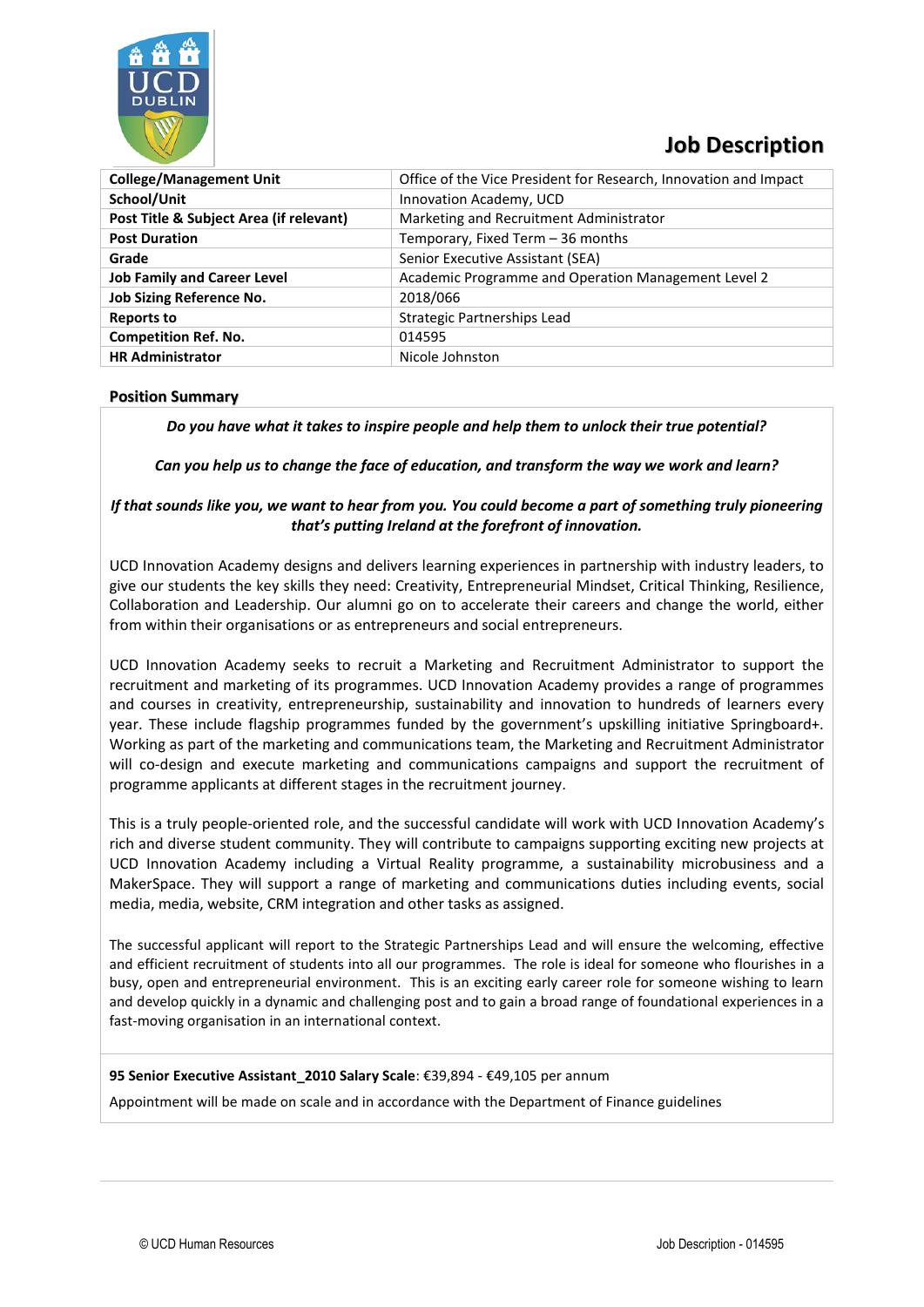# Job Description

| College/Management Unit | Office of the Vice President for Research, Innovation and Impact |
|---|---|
| School/Unit | Innovation Academy, UCD |
| Post Title & Subject Area (if relevant) | Marketing and Recruitment Administrator |
| Post Duration | Temporary, Fixed Term – 36 months |
| Grade | Senior Executive Assistant (SEA) |
| Job Family and Career Level | Academic Programme and Operation Management Level 2 |
| Job Sizing Reference No. | 2018/066 |
| Reports to | Strategic Partnerships Lead |
| Competition Ref. No. | 014595 |
| HR Administrator | Nicole Johnston |

## Position Summary

***Do you have what it takes to inspire people and help them to unlock their true potential?***

***Can you help us to change the face of education, and transform the way we work and learn?***

***If that sounds like you, we want to hear from you. You could become a part of something truly pioneering that's putting Ireland at the forefront of innovation.***

UCD Innovation Academy designs and delivers learning experiences in partnership with industry leaders, to give our students the key skills they need: Creativity, Entrepreneurial Mindset, Critical Thinking, Resilience, Collaboration and Leadership. Our alumni go on to accelerate their careers and change the world, either from within their organisations or as entrepreneurs and social entrepreneurs.

UCD Innovation Academy seeks to recruit a Marketing and Recruitment Administrator to support the recruitment and marketing of its programmes. UCD Innovation Academy provides a range of programmes and courses in creativity, entrepreneurship, sustainability and innovation to hundreds of learners every year. These include flagship programmes funded by the government's upskilling initiative Springboard+. Working as part of the marketing and communications team, the Marketing and Recruitment Administrator will co-design and execute marketing and communications campaigns and support the recruitment of programme applicants at different stages in the recruitment journey.

This is a truly people-oriented role, and the successful candidate will work with UCD Innovation Academy's rich and diverse student community. They will contribute to campaigns supporting exciting new projects at UCD Innovation Academy including a Virtual Reality programme, a sustainability microbusiness and a MakerSpace. They will support a range of marketing and communications duties including events, social media, media, website, CRM integration and other tasks as assigned.

The successful applicant will report to the Strategic Partnerships Lead and will ensure the welcoming, effective and efficient recruitment of students into all our programmes. The role is ideal for someone who flourishes in a busy, open and entrepreneurial environment. This is an exciting early career role for someone wishing to learn and develop quickly in a dynamic and challenging post and to gain a broad range of foundational experiences in a fast-moving organisation in an international context.

**95 Senior Executive Assistant_2010 Salary Scale**: €39,894 - €49,105 per annum

Appointment will be made on scale and in accordance with the Department of Finance guidelines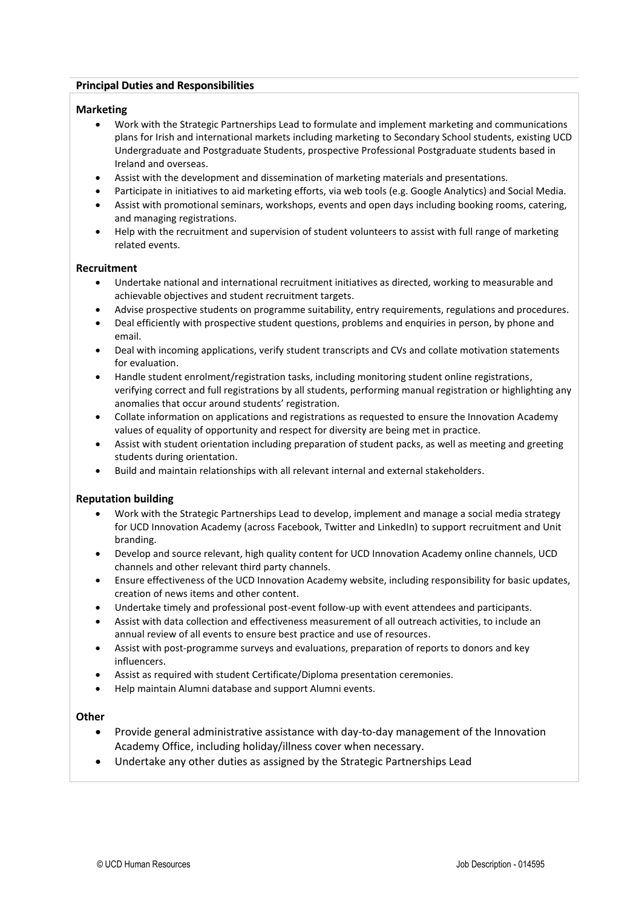## Principal Duties and Responsibilities

### Marketing

- Work with the Strategic Partnerships Lead to formulate and implement marketing and communications plans for Irish and international markets including marketing to Secondary School students, existing UCD Undergraduate and Postgraduate Students, prospective Professional Postgraduate students based in Ireland and overseas.
- Assist with the development and dissemination of marketing materials and presentations.
- Participate in initiatives to aid marketing efforts, via web tools (e.g. Google Analytics) and Social Media.
- Assist with promotional seminars, workshops, events and open days including booking rooms, catering, and managing registrations.
- Help with the recruitment and supervision of student volunteers to assist with full range of marketing related events.

### Recruitment

- Undertake national and international recruitment initiatives as directed, working to measurable and achievable objectives and student recruitment targets.
- Advise prospective students on programme suitability, entry requirements, regulations and procedures.
- Deal efficiently with prospective student questions, problems and enquiries in person, by phone and email.
- Deal with incoming applications, verify student transcripts and CVs and collate motivation statements for evaluation.
- Handle student enrolment/registration tasks, including monitoring student online registrations, verifying correct and full registrations by all students, performing manual registration or highlighting any anomalies that occur around students' registration.
- Collate information on applications and registrations as requested to ensure the Innovation Academy values of equality of opportunity and respect for diversity are being met in practice.
- Assist with student orientation including preparation of student packs, as well as meeting and greeting students during orientation.
- Build and maintain relationships with all relevant internal and external stakeholders.

### Reputation building

- Work with the Strategic Partnerships Lead to develop, implement and manage a social media strategy for UCD Innovation Academy (across Facebook, Twitter and LinkedIn) to support recruitment and Unit branding.
- Develop and source relevant, high quality content for UCD Innovation Academy online channels, UCD channels and other relevant third party channels.
- Ensure effectiveness of the UCD Innovation Academy website, including responsibility for basic updates, creation of news items and other content.
- Undertake timely and professional post-event follow-up with event attendees and participants.
- Assist with data collection and effectiveness measurement of all outreach activities, to include an annual review of all events to ensure best practice and use of resources.
- Assist with post-programme surveys and evaluations, preparation of reports to donors and key influencers.
- Assist as required with student Certificate/Diploma presentation ceremonies.
- Help maintain Alumni database and support Alumni events.

### Other

- Provide general administrative assistance with day-to-day management of the Innovation Academy Office, including holiday/illness cover when necessary.
- Undertake any other duties as assigned by the Strategic Partnerships Lead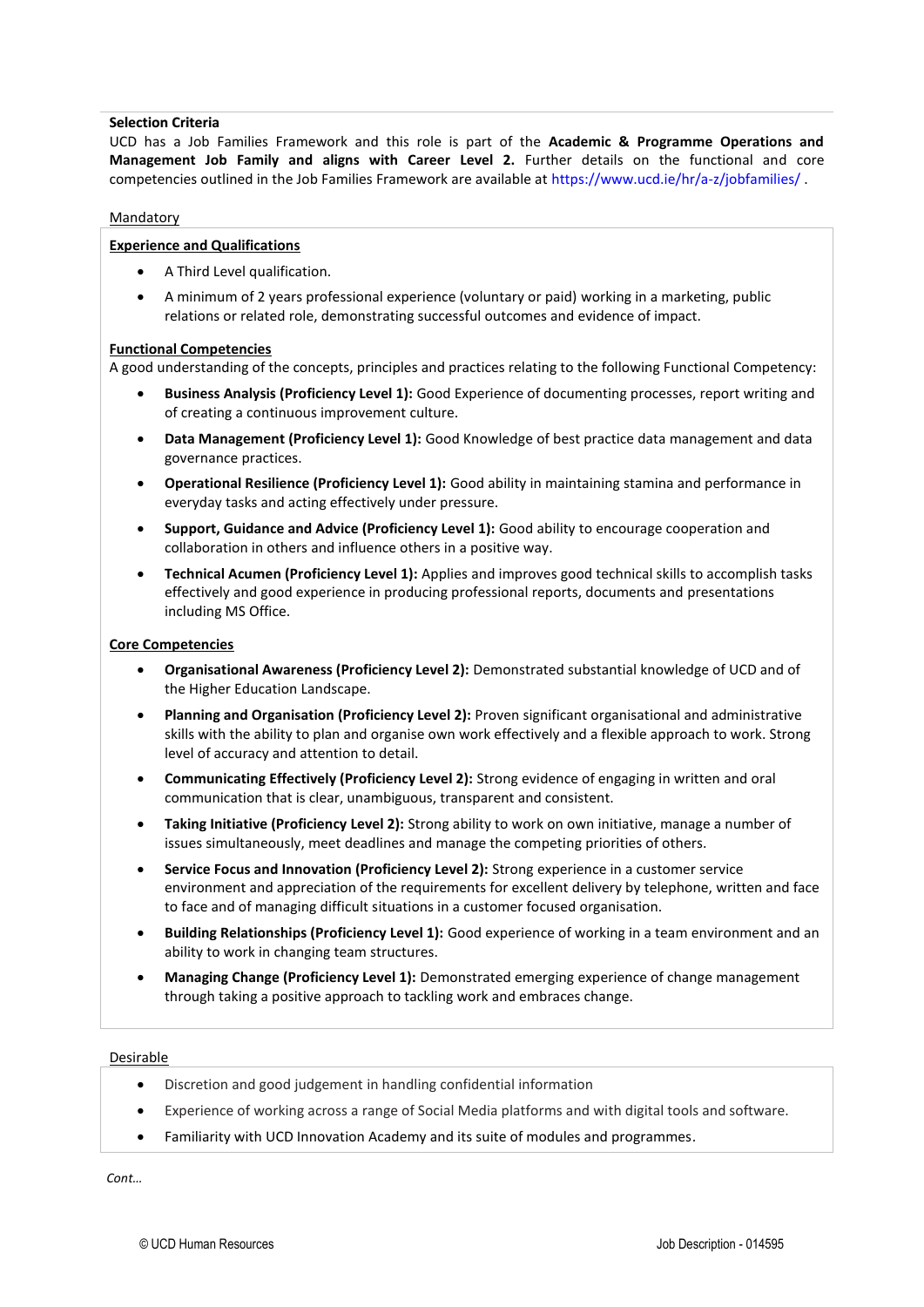**Selection Criteria**

UCD has a Job Families Framework and this role is part of the **Academic & Programme Operations and Management Job Family and aligns with Career Level 2.** Further details on the functional and core competencies outlined in the Job Families Framework are available at https://www.ucd.ie/hr/a-z/jobfamilies/ .

Mandatory

**Experience and Qualifications**

- A Third Level qualification.
- A minimum of 2 years professional experience (voluntary or paid) working in a marketing, public relations or related role, demonstrating successful outcomes and evidence of impact.

**Functional Competencies**

A good understanding of the concepts, principles and practices relating to the following Functional Competency:

- **Business Analysis (Proficiency Level 1):** Good Experience of documenting processes, report writing and of creating a continuous improvement culture.
- **Data Management (Proficiency Level 1):** Good Knowledge of best practice data management and data governance practices.
- **Operational Resilience (Proficiency Level 1):** Good ability in maintaining stamina and performance in everyday tasks and acting effectively under pressure.
- **Support, Guidance and Advice (Proficiency Level 1):** Good ability to encourage cooperation and collaboration in others and influence others in a positive way.
- **Technical Acumen (Proficiency Level 1):** Applies and improves good technical skills to accomplish tasks effectively and good experience in producing professional reports, documents and presentations including MS Office.

**Core Competencies**

- **Organisational Awareness (Proficiency Level 2):** Demonstrated substantial knowledge of UCD and of the Higher Education Landscape.
- **Planning and Organisation (Proficiency Level 2):** Proven significant organisational and administrative skills with the ability to plan and organise own work effectively and a flexible approach to work. Strong level of accuracy and attention to detail.
- **Communicating Effectively (Proficiency Level 2):** Strong evidence of engaging in written and oral communication that is clear, unambiguous, transparent and consistent.
- **Taking Initiative (Proficiency Level 2):** Strong ability to work on own initiative, manage a number of issues simultaneously, meet deadlines and manage the competing priorities of others.
- **Service Focus and Innovation (Proficiency Level 2):** Strong experience in a customer service environment and appreciation of the requirements for excellent delivery by telephone, written and face to face and of managing difficult situations in a customer focused organisation.
- **Building Relationships (Proficiency Level 1):** Good experience of working in a team environment and an ability to work in changing team structures.
- **Managing Change (Proficiency Level 1):** Demonstrated emerging experience of change management through taking a positive approach to tackling work and embraces change.

Desirable

- Discretion and good judgement in handling confidential information
- Experience of working across a range of Social Media platforms and with digital tools and software.
- Familiarity with UCD Innovation Academy and its suite of modules and programmes.

*Cont…*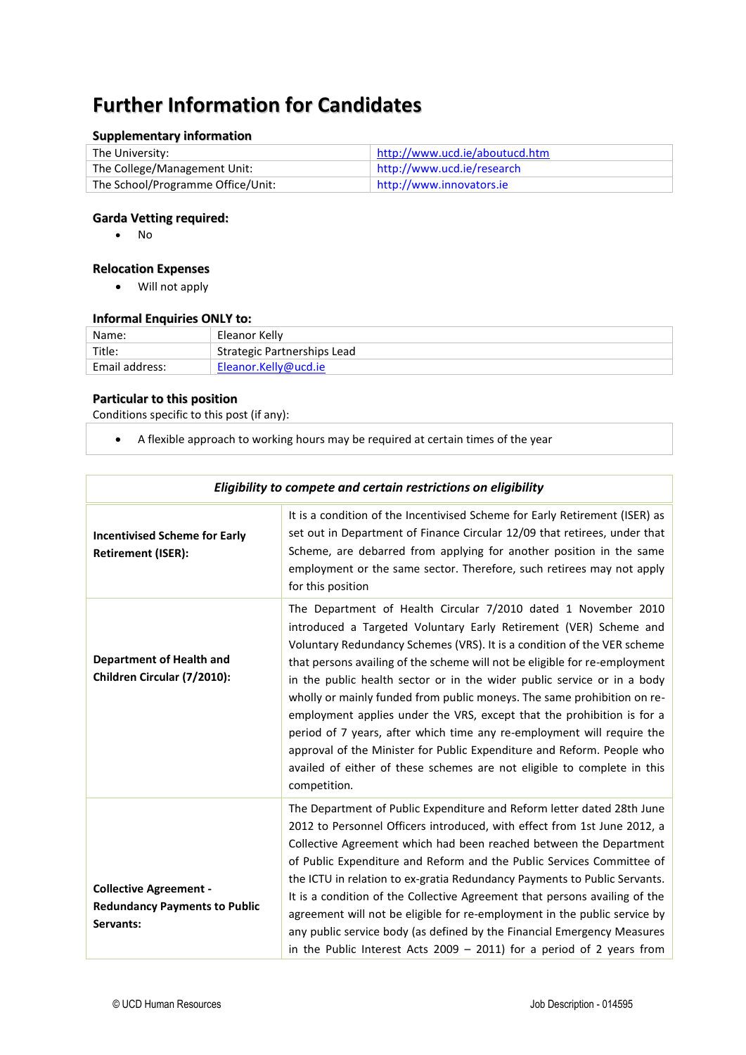# Further Information for Candidates

### Supplementary information

| | |
|---|---|
| The University: | http://www.ucd.ie/aboutucd.htm |
| The College/Management Unit: | http://www.ucd.ie/research |
| The School/Programme Office/Unit: | http://www.innovators.ie |

### Garda Vetting required:

- No

### Relocation Expenses

- Will not apply

### Informal Enquiries ONLY to:

| | |
|---|---|
| Name: | Eleanor Kelly |
| Title: | Strategic Partnerships Lead |
| Email address: | Eleanor.Kelly@ucd.ie |

### Particular to this position

Conditions specific to this post (if any):

- A flexible approach to working hours may be required at certain times of the year

| *Eligibility to compete and certain restrictions on eligibility* | |
|---|---|
| **Incentivised Scheme for Early Retirement (ISER):** | It is a condition of the Incentivised Scheme for Early Retirement (ISER) as set out in Department of Finance Circular 12/09 that retirees, under that Scheme, are debarred from applying for another position in the same employment or the same sector. Therefore, such retirees may not apply for this position |
| **Department of Health and Children Circular (7/2010):** | The Department of Health Circular 7/2010 dated 1 November 2010 introduced a Targeted Voluntary Early Retirement (VER) Scheme and Voluntary Redundancy Schemes (VRS). It is a condition of the VER scheme that persons availing of the scheme will not be eligible for re-employment in the public health sector or in the wider public service or in a body wholly or mainly funded from public moneys. The same prohibition on re-employment applies under the VRS, except that the prohibition is for a period of 7 years, after which time any re-employment will require the approval of the Minister for Public Expenditure and Reform. People who availed of either of these schemes are not eligible to complete in this competition. |
| **Collective Agreement - Redundancy Payments to Public Servants:** | The Department of Public Expenditure and Reform letter dated 28th June 2012 to Personnel Officers introduced, with effect from 1st June 2012, a Collective Agreement which had been reached between the Department of Public Expenditure and Reform and the Public Services Committee of the ICTU in relation to ex-gratia Redundancy Payments to Public Servants. It is a condition of the Collective Agreement that persons availing of the agreement will not be eligible for re-employment in the public service by any public service body (as defined by the Financial Emergency Measures in the Public Interest Acts 2009 – 2011) for a period of 2 years from |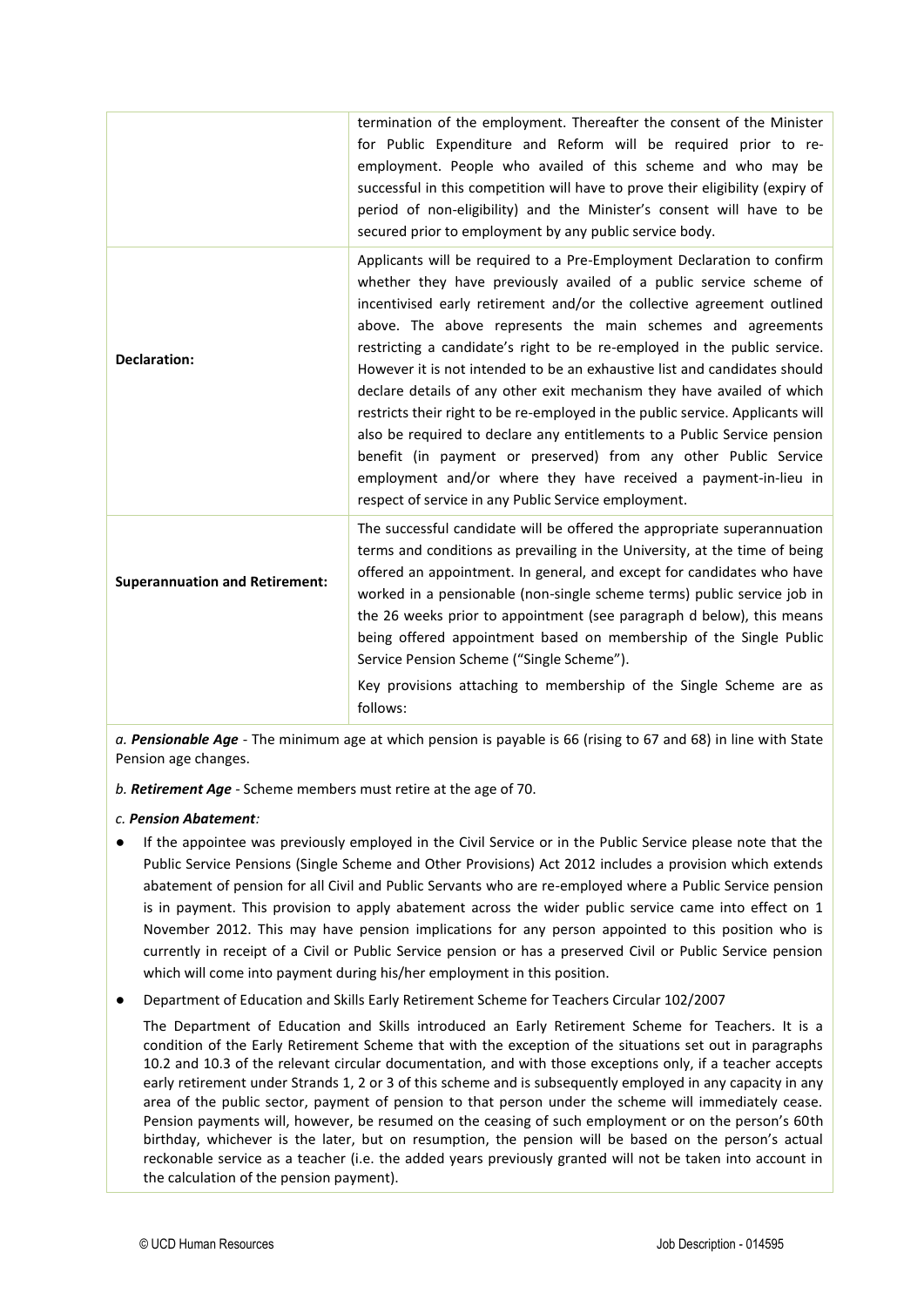| | |
|---|---|
| | termination of the employment. Thereafter the consent of the Minister for Public Expenditure and Reform will be required prior to re-employment. People who availed of this scheme and who may be successful in this competition will have to prove their eligibility (expiry of period of non-eligibility) and the Minister's consent will have to be secured prior to employment by any public service body. |
| **Declaration:** | Applicants will be required to a Pre-Employment Declaration to confirm whether they have previously availed of a public service scheme of incentivised early retirement and/or the collective agreement outlined above. The above represents the main schemes and agreements restricting a candidate's right to be re-employed in the public service. However it is not intended to be an exhaustive list and candidates should declare details of any other exit mechanism they have availed of which restricts their right to be re-employed in the public service. Applicants will also be required to declare any entitlements to a Public Service pension benefit (in payment or preserved) from any other Public Service employment and/or where they have received a payment-in-lieu in respect of service in any Public Service employment. |
| **Superannuation and Retirement:** | The successful candidate will be offered the appropriate superannuation terms and conditions as prevailing in the University, at the time of being offered an appointment. In general, and except for candidates who have worked in a pensionable (non-single scheme terms) public service job in the 26 weeks prior to appointment (see paragraph d below), this means being offered appointment based on membership of the Single Public Service Pension Scheme ("Single Scheme").<br><br>Key provisions attaching to membership of the Single Scheme are as follows: |

*a.* ***Pensionable Age*** - The minimum age at which pension is payable is 66 (rising to 67 and 68) in line with State Pension age changes.

*b.* ***Retirement Age*** - Scheme members must retire at the age of 70.

*c.* ***Pension Abatement****:*

- If the appointee was previously employed in the Civil Service or in the Public Service please note that the Public Service Pensions (Single Scheme and Other Provisions) Act 2012 includes a provision which extends abatement of pension for all Civil and Public Servants who are re-employed where a Public Service pension is in payment. This provision to apply abatement across the wider public service came into effect on 1 November 2012. This may have pension implications for any person appointed to this position who is currently in receipt of a Civil or Public Service pension or has a preserved Civil or Public Service pension which will come into payment during his/her employment in this position.
- Department of Education and Skills Early Retirement Scheme for Teachers Circular 102/2007

  The Department of Education and Skills introduced an Early Retirement Scheme for Teachers. It is a condition of the Early Retirement Scheme that with the exception of the situations set out in paragraphs 10.2 and 10.3 of the relevant circular documentation, and with those exceptions only, if a teacher accepts early retirement under Strands 1, 2 or 3 of this scheme and is subsequently employed in any capacity in any area of the public sector, payment of pension to that person under the scheme will immediately cease. Pension payments will, however, be resumed on the ceasing of such employment or on the person's 60th birthday, whichever is the later, but on resumption, the pension will be based on the person's actual reckonable service as a teacher (i.e. the added years previously granted will not be taken into account in the calculation of the pension payment).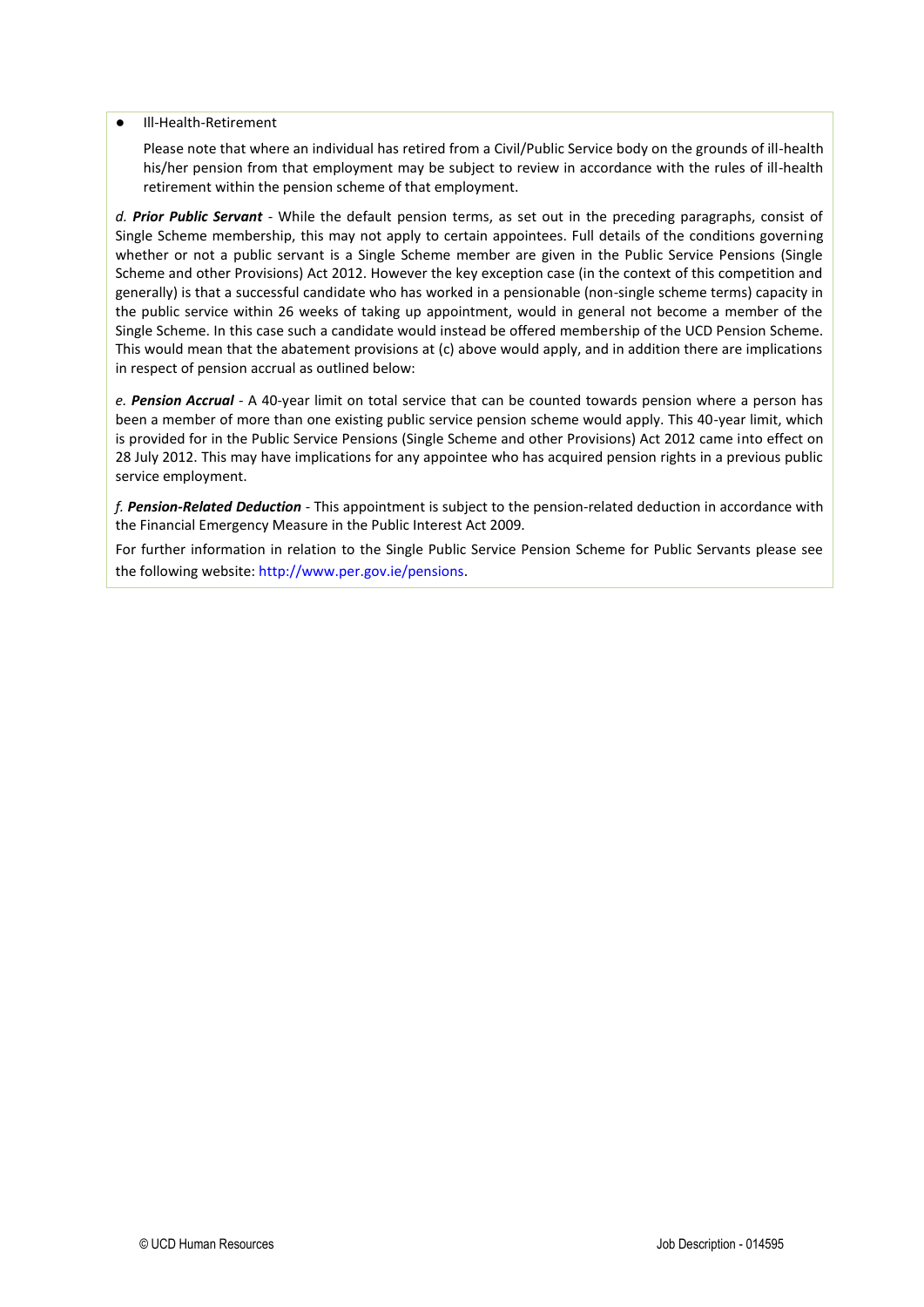- Ill-Health-Retirement

  Please note that where an individual has retired from a Civil/Public Service body on the grounds of ill-health his/her pension from that employment may be subject to review in accordance with the rules of ill-health retirement within the pension scheme of that employment.

*d. **Prior Public Servant*** - While the default pension terms, as set out in the preceding paragraphs, consist of Single Scheme membership, this may not apply to certain appointees. Full details of the conditions governing whether or not a public servant is a Single Scheme member are given in the Public Service Pensions (Single Scheme and other Provisions) Act 2012. However the key exception case (in the context of this competition and generally) is that a successful candidate who has worked in a pensionable (non-single scheme terms) capacity in the public service within 26 weeks of taking up appointment, would in general not become a member of the Single Scheme. In this case such a candidate would instead be offered membership of the UCD Pension Scheme. This would mean that the abatement provisions at (c) above would apply, and in addition there are implications in respect of pension accrual as outlined below:

*e. **Pension Accrual*** - A 40-year limit on total service that can be counted towards pension where a person has been a member of more than one existing public service pension scheme would apply. This 40-year limit, which is provided for in the Public Service Pensions (Single Scheme and other Provisions) Act 2012 came into effect on 28 July 2012. This may have implications for any appointee who has acquired pension rights in a previous public service employment.

*f. **Pension-Related Deduction*** - This appointment is subject to the pension-related deduction in accordance with the Financial Emergency Measure in the Public Interest Act 2009.

For further information in relation to the Single Public Service Pension Scheme for Public Servants please see the following website: http://www.per.gov.ie/pensions.